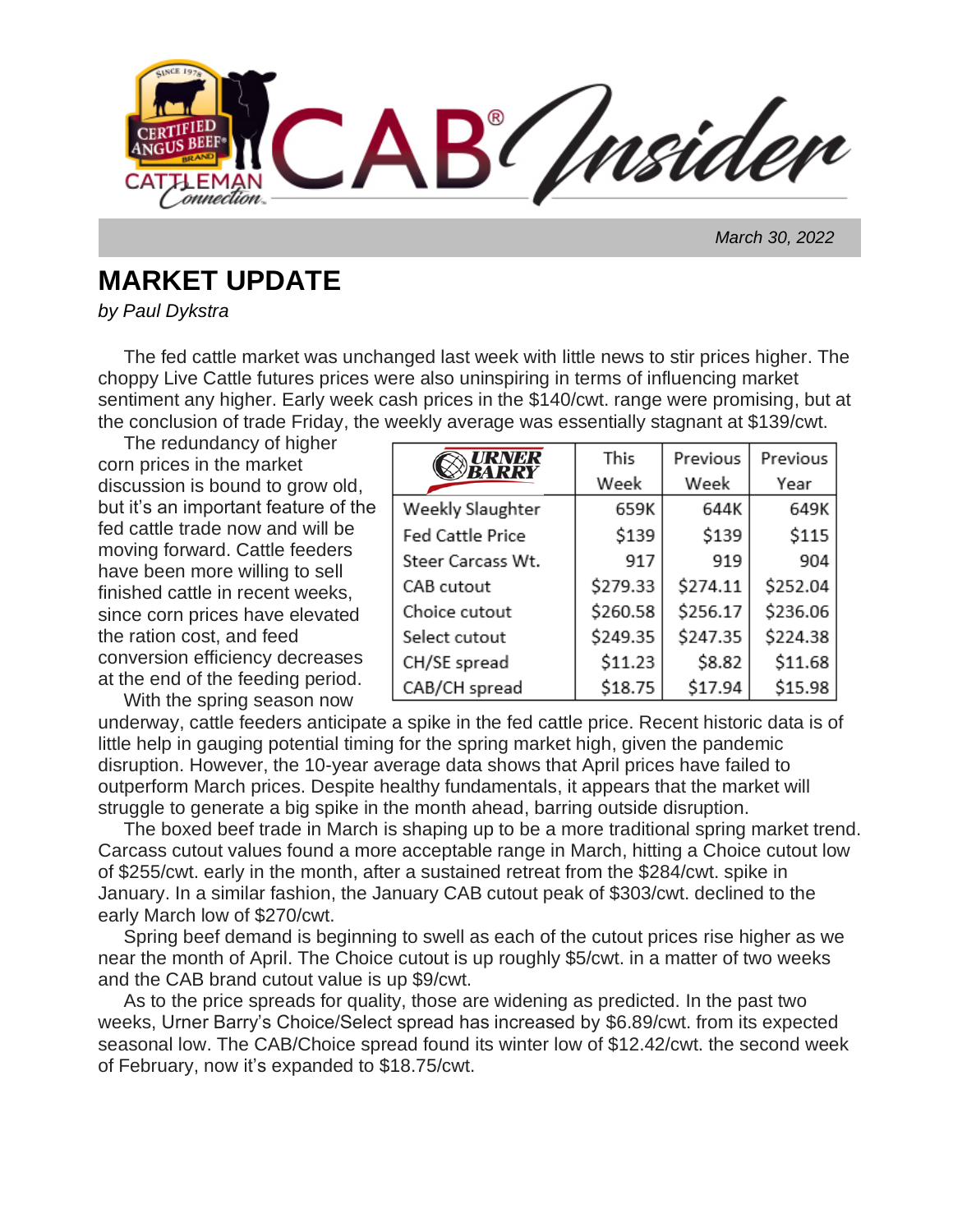# CAB® Insider

*March 30, 2022*

## MARKET UPDATE

*by Paul Dykstra*

The fed cattle market was unchanged last week with little news to stir prices higher. The choppy Live Cattle futures prices were also uninspiring in terms of influencing market sentiment any higher. Early week cash prices in the $140/cwt. range were promising, but at the conclusion of trade Friday, the weekly average was essentially stagnant at $139/cwt.

The redundancy of higher corn prices in the market discussion is bound to grow old, but it's an important feature of the fed cattle trade now and will be moving forward. Cattle feeders have been more willing to sell finished cattle in recent weeks, since corn prices have elevated the ration cost, and feed conversion efficiency decreases at the end of the feeding period.

| URNER BARRY | This Week | Previous Week | Previous Year |
|---|---|---|---|
| Weekly Slaughter | 659K | 644K | 649K |
| Fed Cattle Price | $139 | $139 | $115 |
| Steer Carcass Wt. | 917 | 919 | 904 |
| CAB cutout | $279.33 | $274.11 | $252.04 |
| Choice cutout | $260.58 | $256.17 | $236.06 |
| Select cutout | $249.35 | $247.35 | $224.38 |
| CH/SE spread | $11.23 | $8.82 | $11.68 |
| CAB/CH spread | $18.75 | $17.94 | $15.98 |

With the spring season now underway, cattle feeders anticipate a spike in the fed cattle price. Recent historic data is of little help in gauging potential timing for the spring market high, given the pandemic disruption. However, the 10-year average data shows that April prices have failed to outperform March prices. Despite healthy fundamentals, it appears that the market will struggle to generate a big spike in the month ahead, barring outside disruption.

The boxed beef trade in March is shaping up to be a more traditional spring market trend. Carcass cutout values found a more acceptable range in March, hitting a Choice cutout low of $255/cwt. early in the month, after a sustained retreat from the $284/cwt. spike in January. In a similar fashion, the January CAB cutout peak of $303/cwt. declined to the early March low of $270/cwt.

Spring beef demand is beginning to swell as each of the cutout prices rise higher as we near the month of April. The Choice cutout is up roughly $5/cwt. in a matter of two weeks and the CAB brand cutout value is up $9/cwt.

As to the price spreads for quality, those are widening as predicted. In the past two weeks, Urner Barry's Choice/Select spread has increased by $6.89/cwt. from its expected seasonal low. The CAB/Choice spread found its winter low of $12.42/cwt. the second week of February, now it's expanded to $18.75/cwt.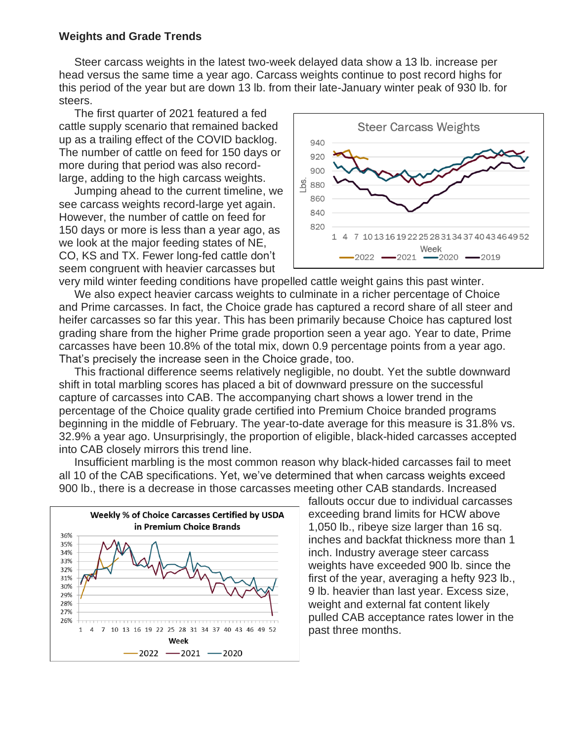### Weights and Grade Trends

Steer carcass weights in the latest two-week delayed data show a 13 lb. increase per head versus the same time a year ago. Carcass weights continue to post record highs for this period of the year but are down 13 lb. from their late-January winter peak of 930 lb. for steers.

The first quarter of 2021 featured a fed cattle supply scenario that remained backed up as a trailing effect of the COVID backlog. The number of cattle on feed for 150 days or more during that period was also record-large, adding to the high carcass weights.

Jumping ahead to the current timeline, we see carcass weights record-large yet again. However, the number of cattle on feed for 150 days or more is less than a year ago, as we look at the major feeding states of NE, CO, KS and TX. Fewer long-fed cattle don't seem congruent with heavier carcasses but very mild winter feeding conditions have propelled cattle weight gains this past winter.

Steer Carcass Weights

Lbs.

940
920
900
880
860
840
820

1 4 7 10 13 16 19 22 25 28 31 34 37 40 43 46 49 52

Week

2022 2021 2020 2019

We also expect heavier carcass weights to culminate in a richer percentage of Choice and Prime carcasses. In fact, the Choice grade has captured a record share of all steer and heifer carcasses so far this year. This has been primarily because Choice has captured lost grading share from the higher Prime grade proportion seen a year ago. Year to date, Prime carcasses have been 10.8% of the total mix, down 0.9 percentage points from a year ago. That's precisely the increase seen in the Choice grade, too.

This fractional difference seems relatively negligible, no doubt. Yet the subtle downward shift in total marbling scores has placed a bit of downward pressure on the successful capture of carcasses into CAB. The accompanying chart shows a lower trend in the percentage of the Choice quality grade certified into Premium Choice branded programs beginning in the middle of February. The year-to-date average for this measure is 31.8% vs. 32.9% a year ago. Unsurprisingly, the proportion of eligible, black-hided carcasses accepted into CAB closely mirrors this trend line.

Insufficient marbling is the most common reason why black-hided carcasses fail to meet all 10 of the CAB specifications. Yet, we've determined that when carcass weights exceed 900 lb., there is a decrease in those carcasses meeting other CAB standards. Increased fallouts occur due to individual carcasses exceeding brand limits for HCW above 1,050 lb., ribeye size larger than 16 sq. inches and backfat thickness more than 1 inch. Industry average steer carcass weights have exceeded 900 lb. since the first of the year, averaging a hefty 923 lb., 9 lb. heavier than last year. Excess size, weight and external fat content likely pulled CAB acceptance rates lower in the past three months.

**Weekly % of Choice Carcasses Certified by USDA in Premium Choice Brands**

36%
35%
34%
33%
32%
31%
30%
29%
28%
27%
26%

1 4 7 10 13 16 19 22 25 28 31 34 37 40 43 46 49 52

Week

2022 2021 2020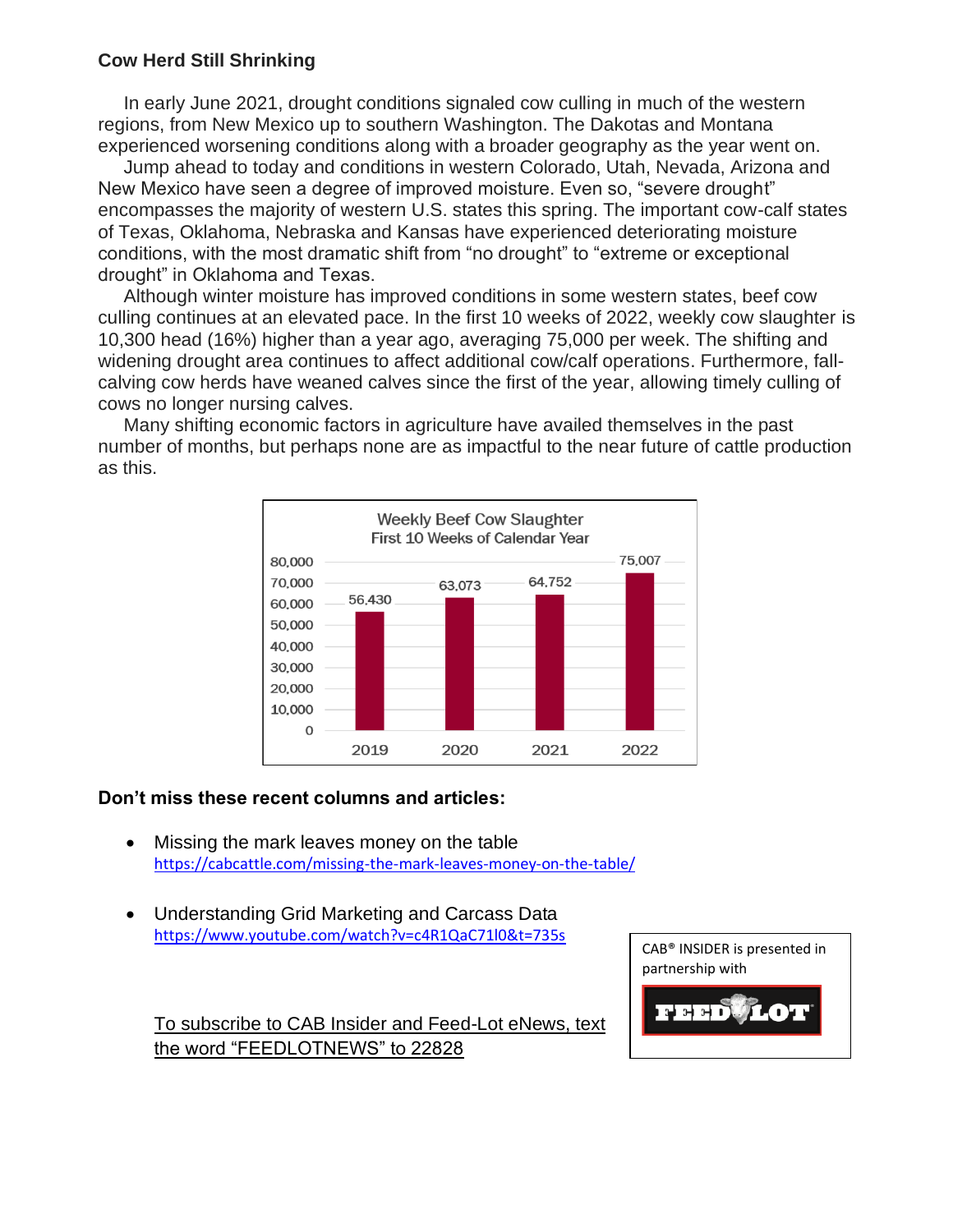**Cow Herd Still Shrinking**

In early June 2021, drought conditions signaled cow culling in much of the western regions, from New Mexico up to southern Washington. The Dakotas and Montana experienced worsening conditions along with a broader geography as the year went on.

Jump ahead to today and conditions in western Colorado, Utah, Nevada, Arizona and New Mexico have seen a degree of improved moisture. Even so, "severe drought" encompasses the majority of western U.S. states this spring. The important cow-calf states of Texas, Oklahoma, Nebraska and Kansas have experienced deteriorating moisture conditions, with the most dramatic shift from "no drought" to "extreme or exceptional drought" in Oklahoma and Texas.

Although winter moisture has improved conditions in some western states, beef cow culling continues at an elevated pace. In the first 10 weeks of 2022, weekly cow slaughter is 10,300 head (16%) higher than a year ago, averaging 75,000 per week. The shifting and widening drought area continues to affect additional cow/calf operations. Furthermore, fall-calving cow herds have weaned calves since the first of the year, allowing timely culling of cows no longer nursing calves.

Many shifting economic factors in agriculture have availed themselves in the past number of months, but perhaps none are as impactful to the near future of cattle production as this.

Weekly Beef Cow Slaughter
First 10 Weeks of Calendar Year

80,000
70,000
60,000
50,000
40,000
30,000
20,000
10,000
0

56,430
63,073
64,752
75,007

2019
2020
2021
2022

**Don't miss these recent columns and articles:**

- Missing the mark leaves money on the table
  https://cabcattle.com/missing-the-mark-leaves-money-on-the-table/

- Understanding Grid Marketing and Carcass Data
  https://www.youtube.com/watch?v=c4R1QaC71l0&t=735s

To subscribe to CAB Insider and Feed-Lot eNews, text the word "FEEDLOTNEWS" to 22828

CAB® INSIDER is presented in partnership with

FEED LOT